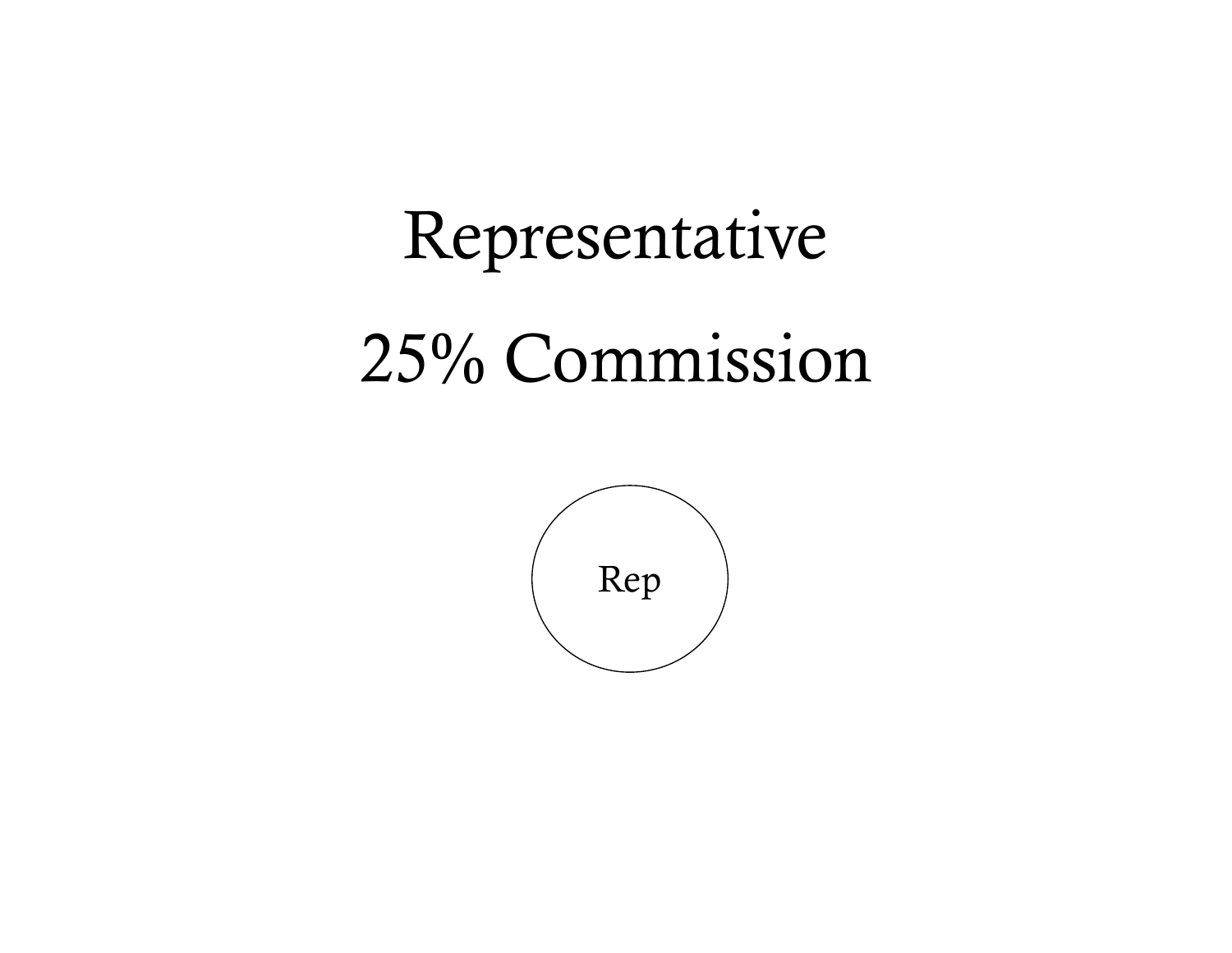# Representative

# 25% Commission

Rep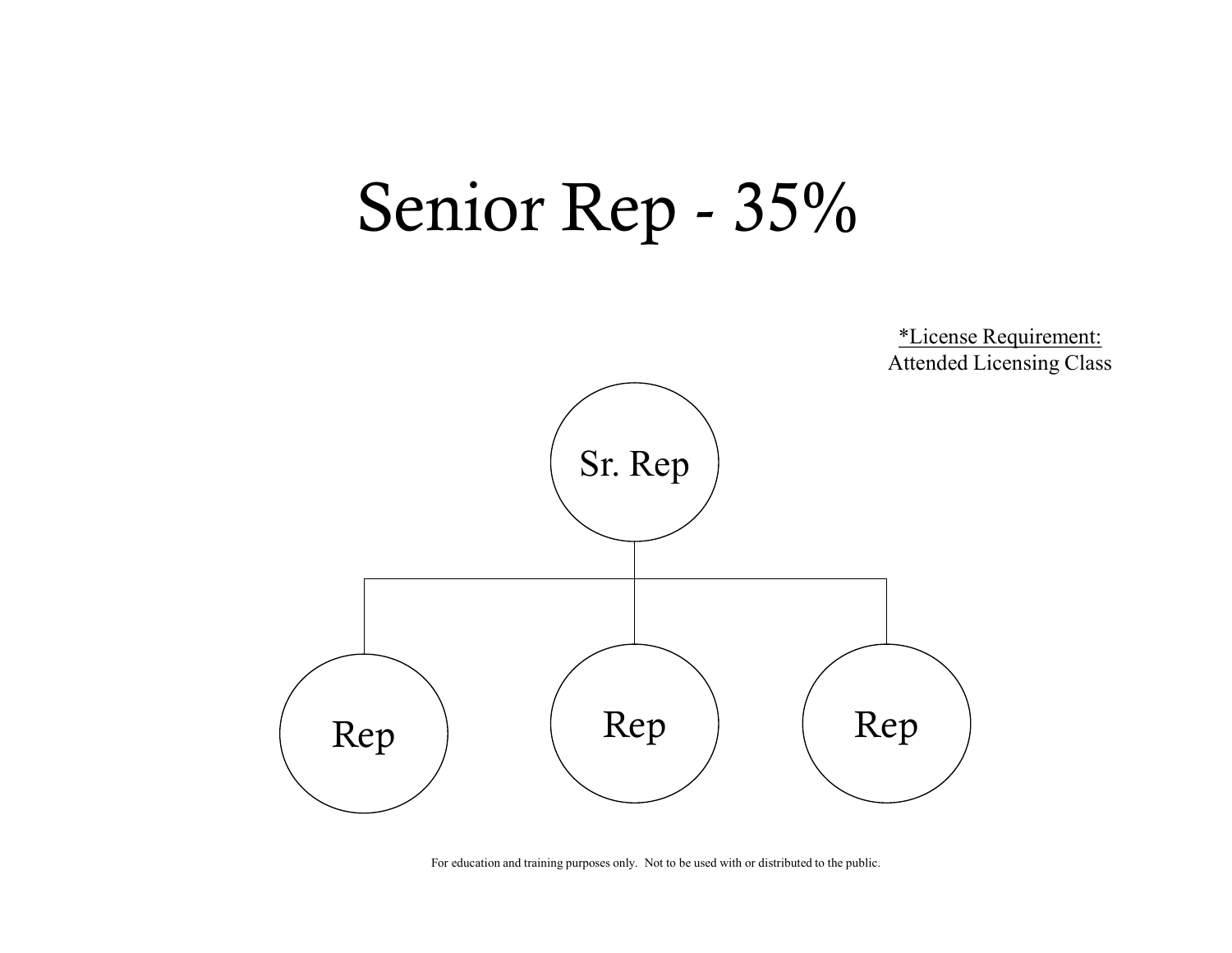# Senior Rep - 35%

*License Requirement:
Attended Licensing Class

Sr. Rep

Rep Rep Rep

For education and training purposes only. Not to be used with or distributed to the public.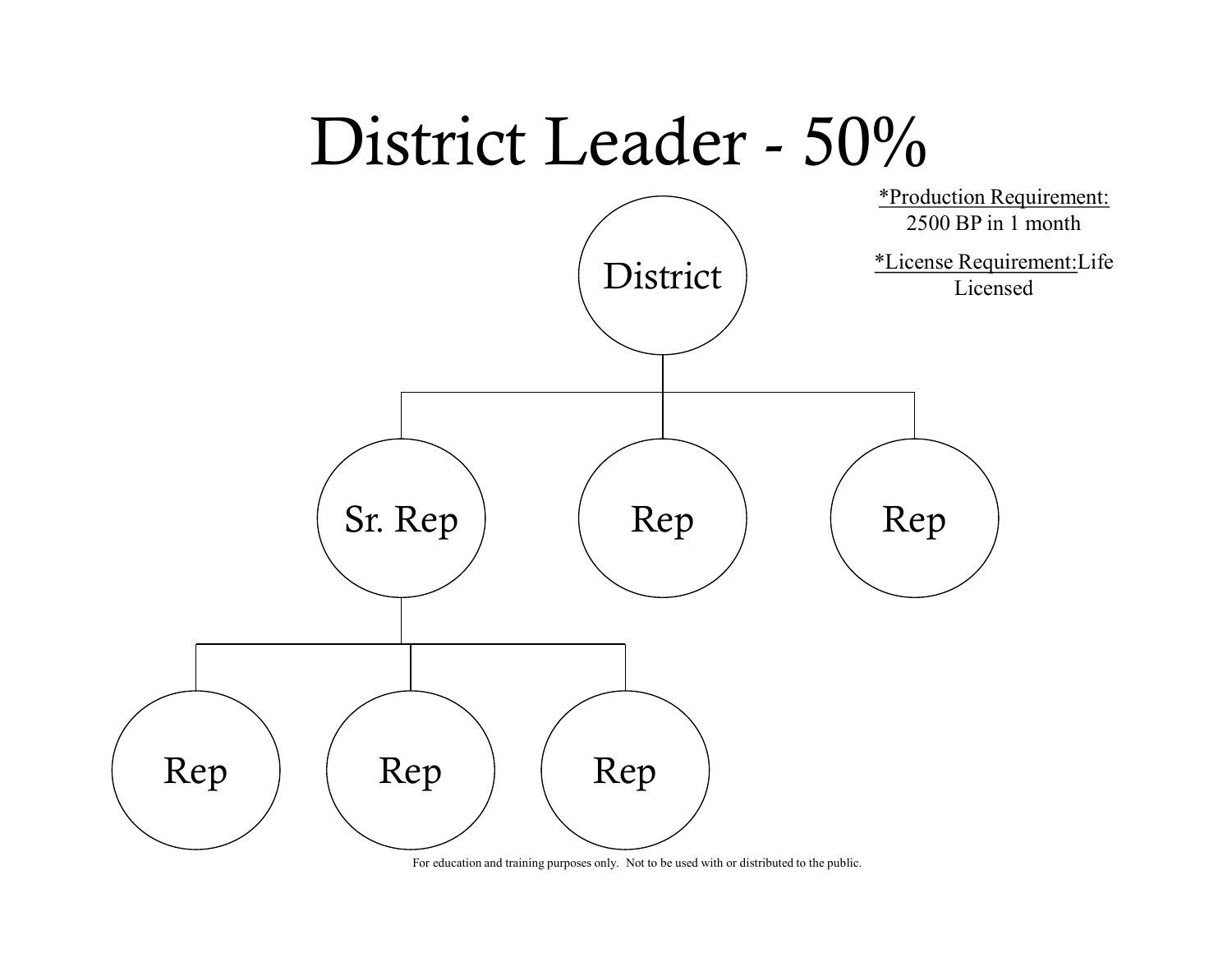# District Leader - 50%

*Production Requirement:* 2500 BP in 1 month

*License Requirement:* Life Licensed

- District
  - Sr. Rep
    - Rep
    - Rep
    - Rep
  - Rep
  - Rep

For education and training purposes only. Not to be used with or distributed to the public.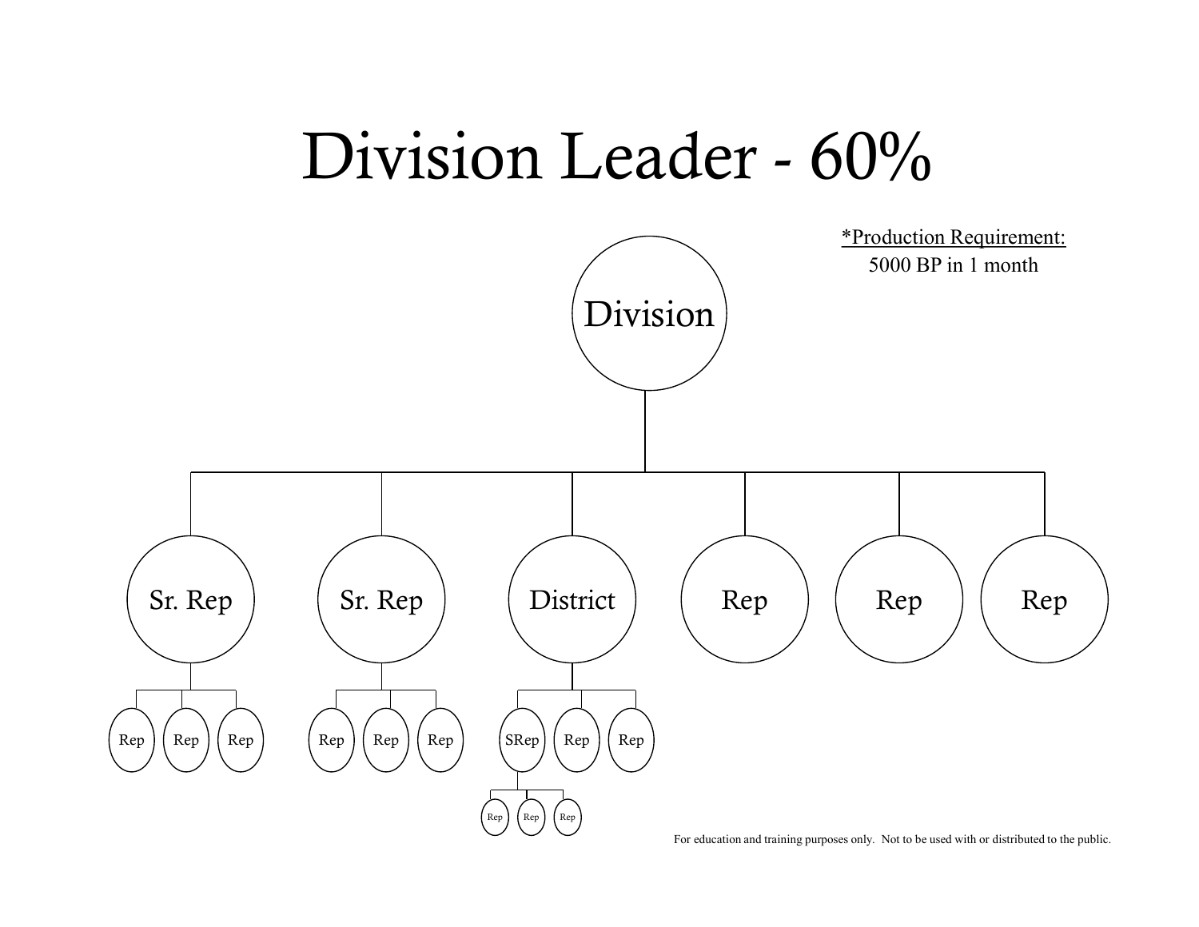# Division Leader - 60%

<u>*Production Requirement:</u>
5000 BP in 1 month

- Division
  - Sr. Rep
    - Rep
    - Rep
    - Rep
  - Sr. Rep
    - Rep
    - Rep
    - Rep
  - District
    - SRep
      - Rep
      - Rep
      - Rep
    - Rep
    - Rep
  - Rep
  - Rep
  - Rep

For education and training purposes only. Not to be used with or distributed to the public.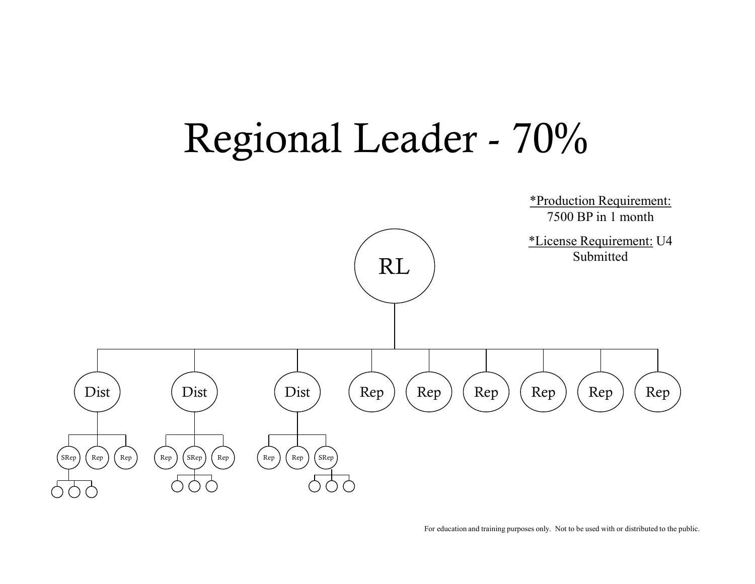# Regional Leader - 70%

*Production Requirement: 7500 BP in 1 month

*License Requirement: U4 Submitted

RL

Dist Dist Dist Rep Rep Rep Rep Rep Rep

SRep Rep Rep Rep SRep Rep Rep Rep SRep

For education and training purposes only. Not to be used with or distributed to the public.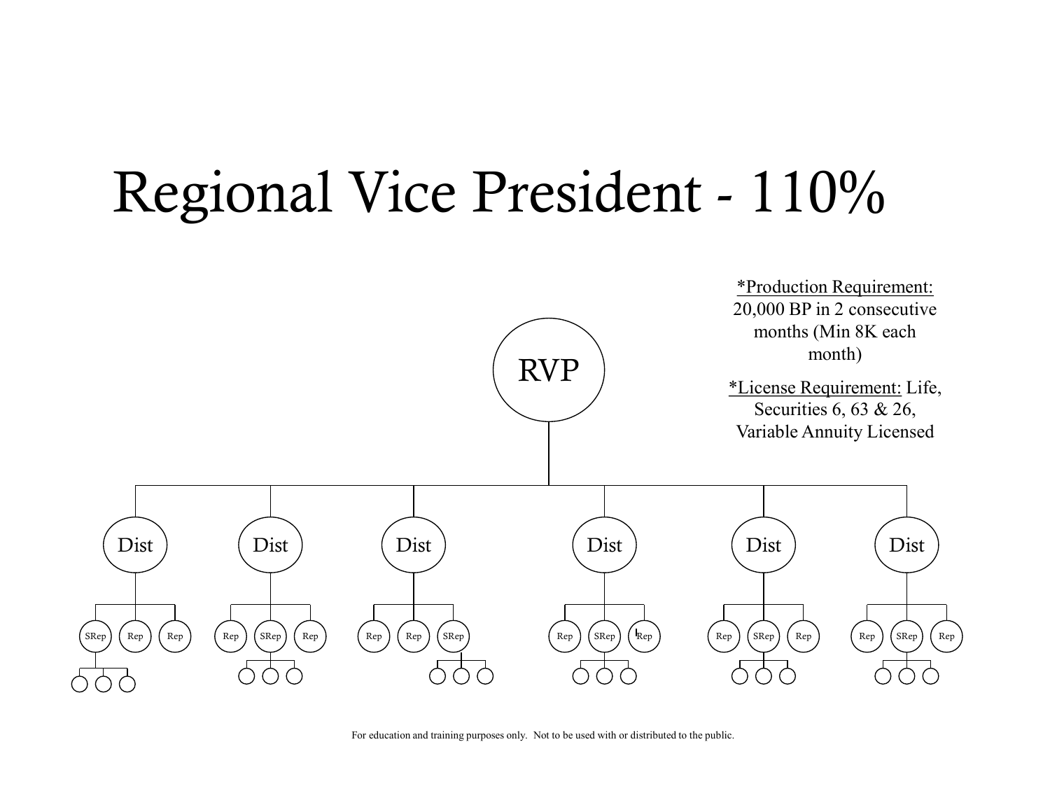# Regional Vice President - 110%

*Production Requirement: 20,000 BP in 2 consecutive months (Min 8K each month)

*License Requirement: Life, Securities 6, 63 & 26, Variable Annuity Licensed

RVP

Dist Dist Dist Dist Dist Dist

SRep Rep Rep Rep SRep Rep Rep Rep SRep Rep SRep Rep Rep SRep Rep Rep SRep Rep

For education and training purposes only. Not to be used with or distributed to the public.